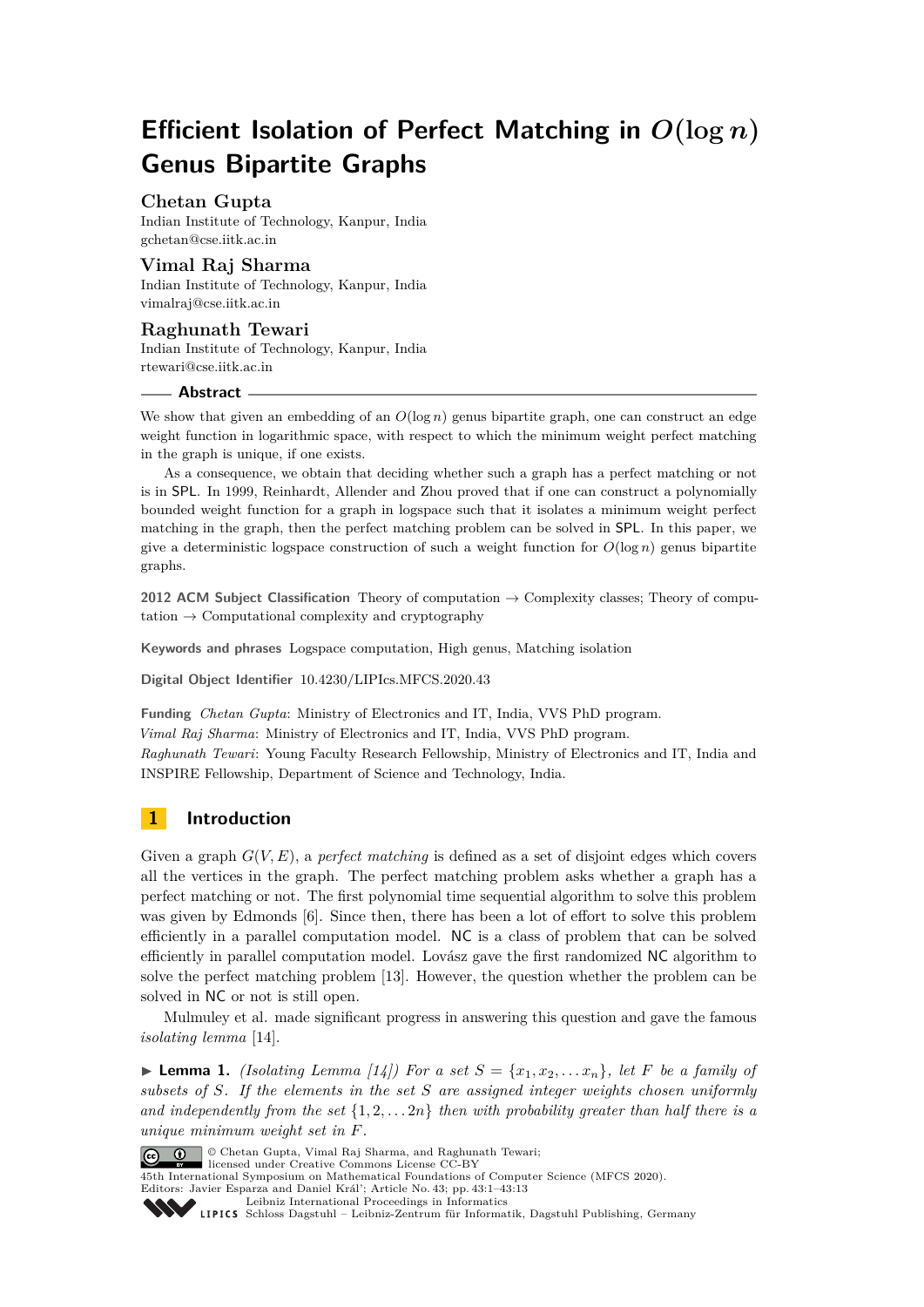# Efficient Isolation of Perfect Matching in $O(\log n)$ Genus Bipartite Graphs

**Chetan Gupta**
Indian Institute of Technology, Kanpur, India
gchetan@cse.iitk.ac.in

**Vimal Raj Sharma**
Indian Institute of Technology, Kanpur, India
vimalraj@cse.iitk.ac.in

**Raghunath Tewari**
Indian Institute of Technology, Kanpur, India
rtewari@cse.iitk.ac.in

## Abstract

We show that given an embedding of an $O(\log n)$ genus bipartite graph, one can construct an edge weight function in logarithmic space, with respect to which the minimum weight perfect matching in the graph is unique, if one exists.

As a consequence, we obtain that deciding whether such a graph has a perfect matching or not is in SPL. In 1999, Reinhardt, Allender and Zhou proved that if one can construct a polynomially bounded weight function for a graph in logspace such that it isolates a minimum weight perfect matching in the graph, then the perfect matching problem can be solved in SPL. In this paper, we give a deterministic logspace construction of such a weight function for $O(\log n)$ genus bipartite graphs.

**2012 ACM Subject Classification** Theory of computation → Complexity classes; Theory of computation → Computational complexity and cryptography

**Keywords and phrases** Logspace computation, High genus, Matching isolation

**Digital Object Identifier** 10.4230/LIPIcs.MFCS.2020.43

**Funding** *Chetan Gupta*: Ministry of Electronics and IT, India, VVS PhD program.
*Vimal Raj Sharma*: Ministry of Electronics and IT, India, VVS PhD program.
*Raghunath Tewari*: Young Faculty Research Fellowship, Ministry of Electronics and IT, India and INSPIRE Fellowship, Department of Science and Technology, India.

## 1 Introduction

Given a graph $G(V, E)$, a *perfect matching* is defined as a set of disjoint edges which covers all the vertices in the graph. The perfect matching problem asks whether a graph has a perfect matching or not. The first polynomial time sequential algorithm to solve this problem was given by Edmonds [6]. Since then, there has been a lot of effort to solve this problem efficiently in a parallel computation model. NC is a class of problem that can be solved efficiently in parallel computation model. Lovász gave the first randomized NC algorithm to solve the perfect matching problem [13]. However, the question whether the problem can be solved in NC or not is still open.

Mulmuley et al. made significant progress in answering this question and gave the famous *isolating lemma* [14].

▶ **Lemma 1.** *(Isolating Lemma [14]) For a set $S = \{x_1, x_2, \ldots x_n\}$, let $F$ be a family of subsets of $S$. If the elements in the set $S$ are assigned integer weights chosen uniformly and independently from the set $\{1, 2, \ldots 2n\}$ then with probability greater than half there is a unique minimum weight set in $F$.*

© Chetan Gupta, Vimal Raj Sharma, and Raghunath Tewari; licensed under Creative Commons License CC-BY
45th International Symposium on Mathematical Foundations of Computer Science (MFCS 2020).
Editors: Javier Esparza and Daniel Kráľ; Article No. 43; pp. 43:1–43:13
Leibniz International Proceedings in Informatics
Schloss Dagstuhl – Leibniz-Zentrum für Informatik, Dagstuhl Publishing, Germany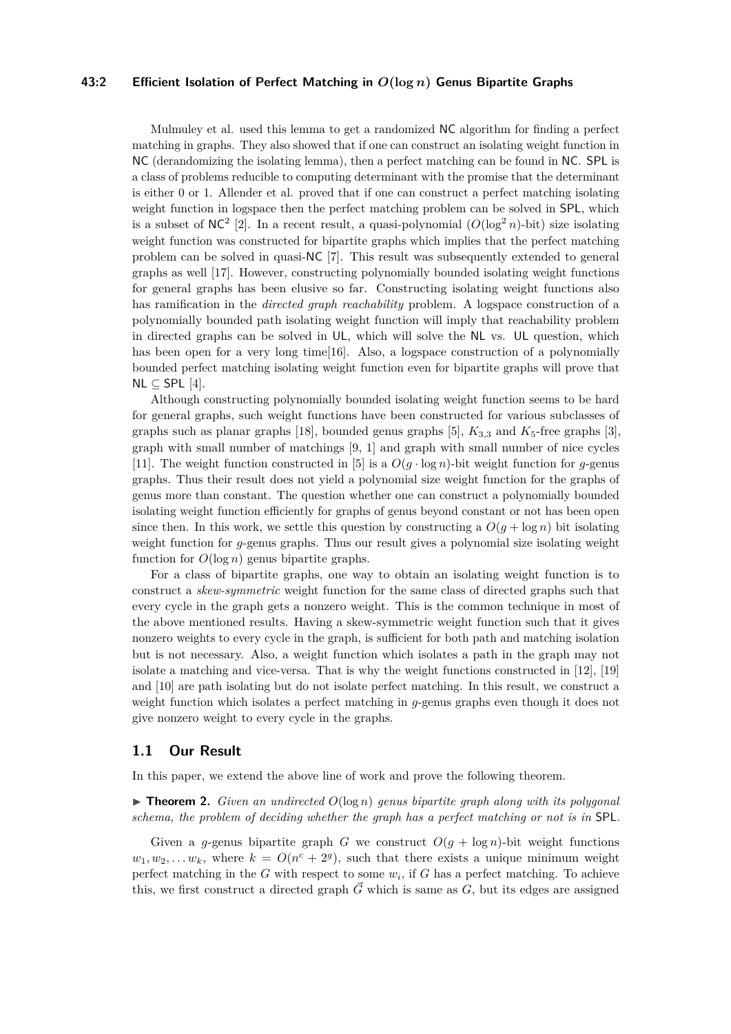Mulmuley et al. used this lemma to get a randomized NC algorithm for finding a perfect matching in graphs. They also showed that if one can construct an isolating weight function in NC (derandomizing the isolating lemma), then a perfect matching can be found in NC. SPL is a class of problems reducible to computing determinant with the promise that the determinant is either 0 or 1. Allender et al. proved that if one can construct a perfect matching isolating weight function in logspace then the perfect matching problem can be solved in SPL, which is a subset of $\mathsf{NC}^2$ [2]. In a recent result, a quasi-polynomial ($O(\log^2 n)$-bit) size isolating weight function was constructed for bipartite graphs which implies that the perfect matching problem can be solved in quasi-NC [7]. This result was subsequently extended to general graphs as well [17]. However, constructing polynomially bounded isolating weight functions for general graphs has been elusive so far. Constructing isolating weight functions also has ramification in the *directed graph reachability* problem. A logspace construction of a polynomially bounded path isolating weight function will imply that reachability problem in directed graphs can be solved in UL, which will solve the NL vs. UL question, which has been open for a very long time[16]. Also, a logspace construction of a polynomially bounded perfect matching isolating weight function even for bipartite graphs will prove that $\mathsf{NL} \subseteq \mathsf{SPL}$ [4].

Although constructing polynomially bounded isolating weight function seems to be hard for general graphs, such weight functions have been constructed for various subclasses of graphs such as planar graphs [18], bounded genus graphs [5], $K_{3,3}$ and $K_5$-free graphs [3], graph with small number of matchings [9, 1] and graph with small number of nice cycles [11]. The weight function constructed in [5] is a $O(g \cdot \log n)$-bit weight function for $g$-genus graphs. Thus their result does not yield a polynomial size weight function for the graphs of genus more than constant. The question whether one can construct a polynomially bounded isolating weight function efficiently for graphs of genus beyond constant or not has been open since then. In this work, we settle this question by constructing a $O(g + \log n)$ bit isolating weight function for $g$-genus graphs. Thus our result gives a polynomial size isolating weight function for $O(\log n)$ genus bipartite graphs.

For a class of bipartite graphs, one way to obtain an isolating weight function is to construct a *skew-symmetric* weight function for the same class of directed graphs such that every cycle in the graph gets a nonzero weight. This is the common technique in most of the above mentioned results. Having a skew-symmetric weight function such that it gives nonzero weights to every cycle in the graph, is sufficient for both path and matching isolation but is not necessary. Also, a weight function which isolates a path in the graph may not isolate a matching and vice-versa. That is why the weight functions constructed in [12], [19] and [10] are path isolating but do not isolate perfect matching. In this result, we construct a weight function which isolates a perfect matching in $g$-genus graphs even though it does not give nonzero weight to every cycle in the graphs.

## 1.1 Our Result

In this paper, we extend the above line of work and prove the following theorem.

▶ **Theorem 2.** *Given an undirected $O(\log n)$ genus bipartite graph along with its polygonal schema, the problem of deciding whether the graph has a perfect matching or not is in* SPL.

Given a $g$-genus bipartite graph $G$ we construct $O(g + \log n)$-bit weight functions $w_1, w_2, \ldots w_k$, where $k = O(n^c + 2^g)$, such that there exists a unique minimum weight perfect matching in the $G$ with respect to some $w_i$, if $G$ has a perfect matching. To achieve this, we first construct a directed graph $\vec{G}$ which is same as $G$, but its edges are assigned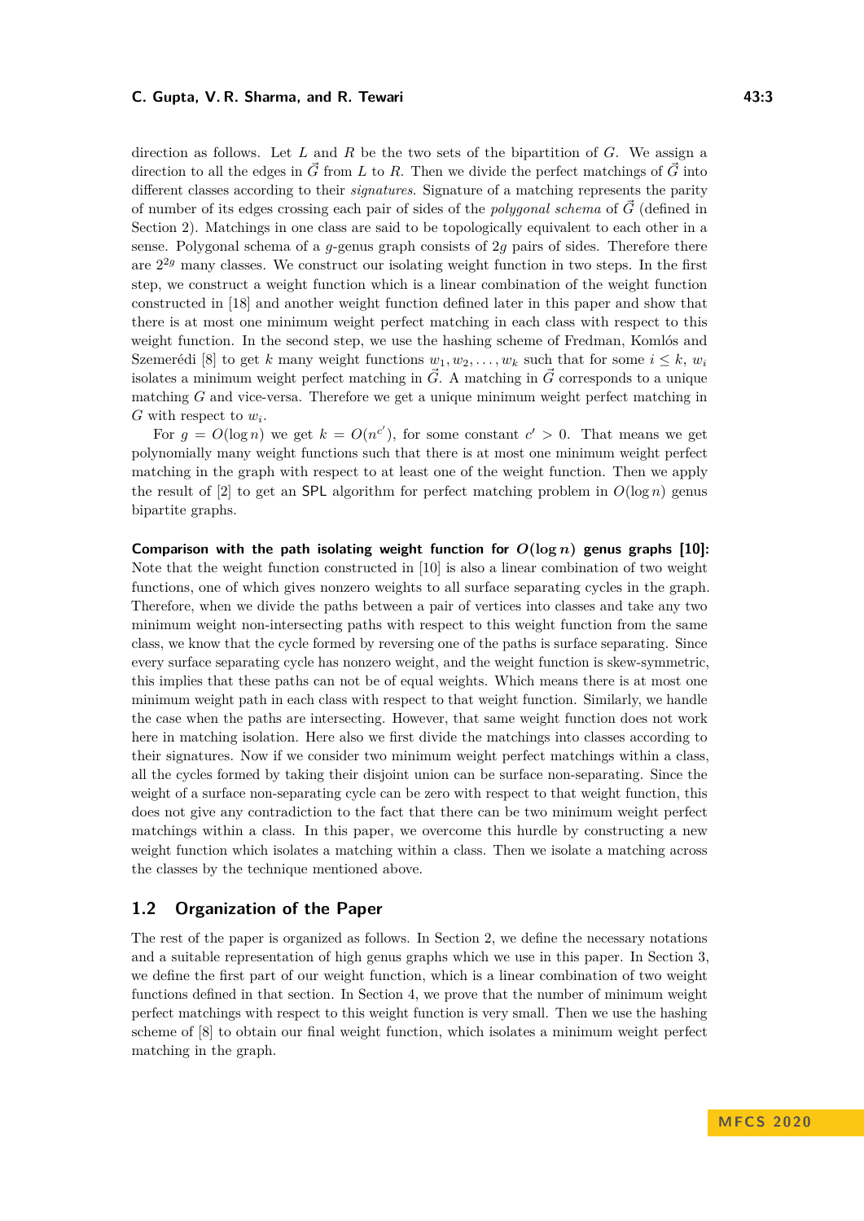direction as follows. Let $L$ and $R$ be the two sets of the bipartition of $G$. We assign a direction to all the edges in $\vec{G}$ from $L$ to $R$. Then we divide the perfect matchings of $\vec{G}$ into different classes according to their *signatures*. Signature of a matching represents the parity of number of its edges crossing each pair of sides of the *polygonal schema* of $\vec{G}$ (defined in Section 2). Matchings in one class are said to be topologically equivalent to each other in a sense. Polygonal schema of a $g$-genus graph consists of $2g$ pairs of sides. Therefore there are $2^{2g}$ many classes. We construct our isolating weight function in two steps. In the first step, we construct a weight function which is a linear combination of the weight function constructed in [18] and another weight function defined later in this paper and show that there is at most one minimum weight perfect matching in each class with respect to this weight function. In the second step, we use the hashing scheme of Fredman, Komlós and Szemerédi [8] to get $k$ many weight functions $w_1, w_2, \ldots, w_k$ such that for some $i \leq k$, $w_i$ isolates a minimum weight perfect matching in $\vec{G}$. A matching in $\vec{G}$ corresponds to a unique matching $G$ and vice-versa. Therefore we get a unique minimum weight perfect matching in $G$ with respect to $w_i$.

For $g = O(\log n)$ we get $k = O(n^{c'})$, for some constant $c' > 0$. That means we get polynomially many weight functions such that there is at most one minimum weight perfect matching in the graph with respect to at least one of the weight function. Then we apply the result of [2] to get an SPL algorithm for perfect matching problem in $O(\log n)$ genus bipartite graphs.

**Comparison with the path isolating weight function for $O(\log n)$ genus graphs [10]:** Note that the weight function constructed in [10] is also a linear combination of two weight functions, one of which gives nonzero weights to all surface separating cycles in the graph. Therefore, when we divide the paths between a pair of vertices into classes and take any two minimum weight non-intersecting paths with respect to this weight function from the same class, we know that the cycle formed by reversing one of the paths is surface separating. Since every surface separating cycle has nonzero weight, and the weight function is skew-symmetric, this implies that these paths can not be of equal weights. Which means there is at most one minimum weight path in each class with respect to that weight function. Similarly, we handle the case when the paths are intersecting. However, that same weight function does not work here in matching isolation. Here also we first divide the matchings into classes according to their signatures. Now if we consider two minimum weight perfect matchings within a class, all the cycles formed by taking their disjoint union can be surface non-separating. Since the weight of a surface non-separating cycle can be zero with respect to that weight function, this does not give any contradiction to the fact that there can be two minimum weight perfect matchings within a class. In this paper, we overcome this hurdle by constructing a new weight function which isolates a matching within a class. Then we isolate a matching across the classes by the technique mentioned above.

## 1.2 Organization of the Paper

The rest of the paper is organized as follows. In Section 2, we define the necessary notations and a suitable representation of high genus graphs which we use in this paper. In Section 3, we define the first part of our weight function, which is a linear combination of two weight functions defined in that section. In Section 4, we prove that the number of minimum weight perfect matchings with respect to this weight function is very small. Then we use the hashing scheme of [8] to obtain our final weight function, which isolates a minimum weight perfect matching in the graph.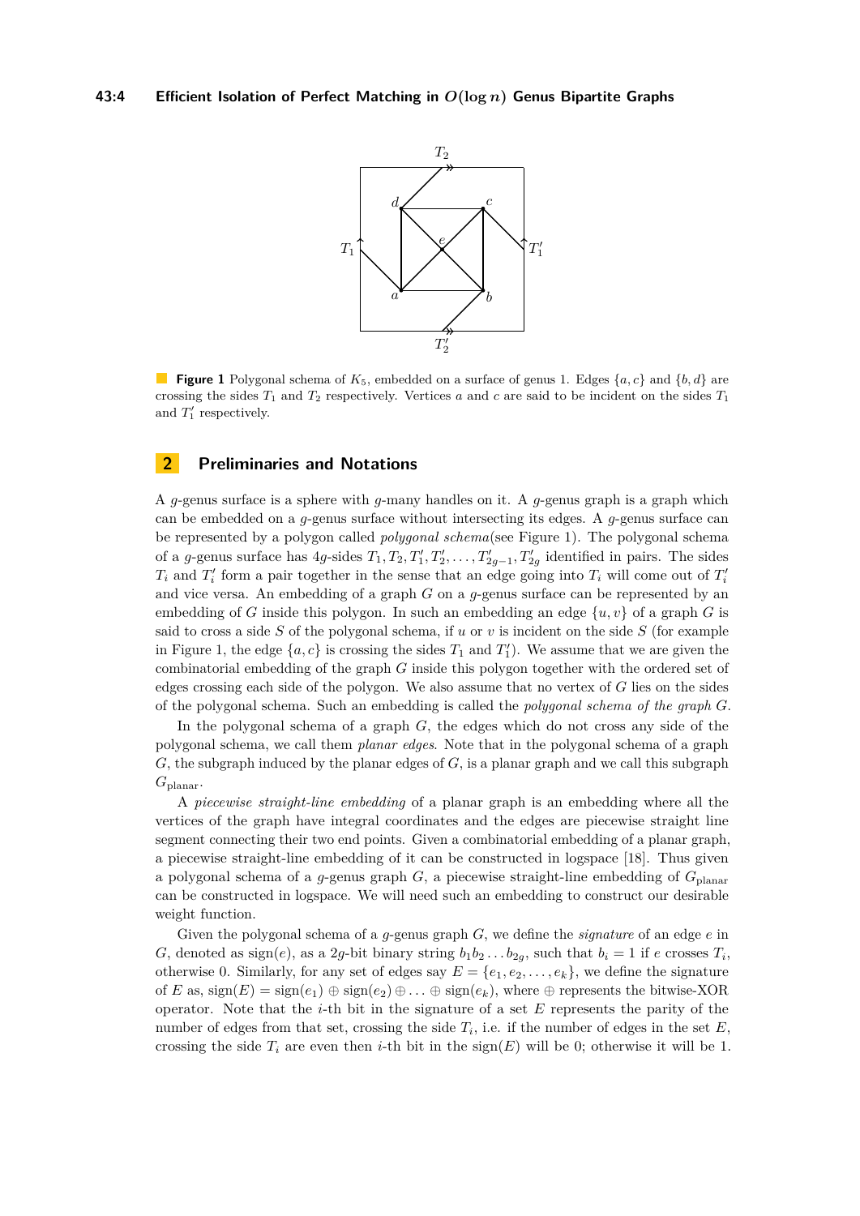**Figure 1** Polygonal schema of $K_5$, embedded on a surface of genus 1. Edges $\{a, c\}$ and $\{b, d\}$ are crossing the sides $T_1$ and $T_2$ respectively. Vertices $a$ and $c$ are said to be incident on the sides $T_1$ and $T_1'$ respectively.

## 2 Preliminaries and Notations

A $g$-genus surface is a sphere with $g$-many handles on it. A $g$-genus graph is a graph which can be embedded on a $g$-genus surface without intersecting its edges. A $g$-genus surface can be represented by a polygon called *polygonal schema*(see Figure 1). The polygonal schema of a $g$-genus surface has $4g$-sides $T_1, T_2, T_1', T_2', \ldots, T_{2g-1}', T_{2g}'$ identified in pairs. The sides $T_i$ and $T_i'$ form a pair together in the sense that an edge going into $T_i$ will come out of $T_i'$ and vice versa. An embedding of a graph $G$ on a $g$-genus surface can be represented by an embedding of $G$ inside this polygon. In such an embedding an edge $\{u, v\}$ of a graph $G$ is said to cross a side $S$ of the polygonal schema, if $u$ or $v$ is incident on the side $S$ (for example in Figure 1, the edge $\{a, c\}$ is crossing the sides $T_1$ and $T_1'$). We assume that we are given the combinatorial embedding of the graph $G$ inside this polygon together with the ordered set of edges crossing each side of the polygon. We also assume that no vertex of $G$ lies on the sides of the polygonal schema. Such an embedding is called the *polygonal schema of the graph $G$*.

In the polygonal schema of a graph $G$, the edges which do not cross any side of the polygonal schema, we call them *planar edges*. Note that in the polygonal schema of a graph $G$, the subgraph induced by the planar edges of $G$, is a planar graph and we call this subgraph $G_{\text{planar}}$.

A *piecewise straight-line embedding* of a planar graph is an embedding where all the vertices of the graph have integral coordinates and the edges are piecewise straight line segment connecting their two end points. Given a combinatorial embedding of a planar graph, a piecewise straight-line embedding of it can be constructed in logspace [18]. Thus given a polygonal schema of a $g$-genus graph $G$, a piecewise straight-line embedding of $G_{\text{planar}}$ can be constructed in logspace. We will need such an embedding to construct our desirable weight function.

Given the polygonal schema of a $g$-genus graph $G$, we define the *signature* of an edge $e$ in $G$, denoted as $\text{sign}(e)$, as a $2g$-bit binary string $b_1 b_2 \ldots b_{2g}$, such that $b_i = 1$ if $e$ crosses $T_i$, otherwise 0. Similarly, for any set of edges say $E = \{e_1, e_2, \ldots, e_k\}$, we define the signature of $E$ as, $\text{sign}(E) = \text{sign}(e_1) \oplus \text{sign}(e_2) \oplus \ldots \oplus \text{sign}(e_k)$, where $\oplus$ represents the bitwise-XOR operator. Note that the $i$-th bit in the signature of a set $E$ represents the parity of the number of edges from that set, crossing the side $T_i$, i.e. if the number of edges in the set $E$, crossing the side $T_i$ are even then $i$-th bit in the $\text{sign}(E)$ will be 0; otherwise it will be 1.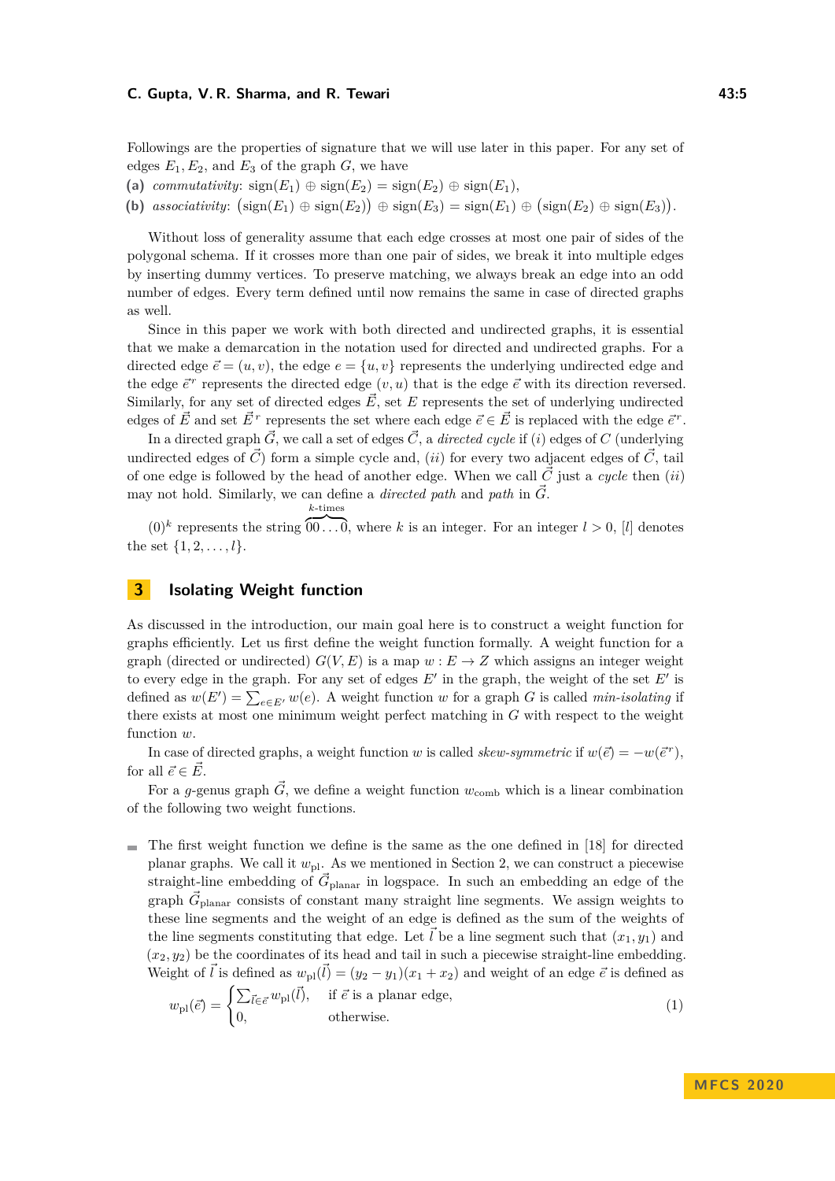Followings are the properties of signature that we will use later in this paper. For any set of edges $E_1, E_2$, and $E_3$ of the graph $G$, we have

**(a)** *commutativity*: $\text{sign}(E_1) \oplus \text{sign}(E_2) = \text{sign}(E_2) \oplus \text{sign}(E_1)$,

**(b)** *associativity*: $\big(\text{sign}(E_1) \oplus \text{sign}(E_2)\big) \oplus \text{sign}(E_3) = \text{sign}(E_1) \oplus \big(\text{sign}(E_2) \oplus \text{sign}(E_3)\big)$.

Without loss of generality assume that each edge crosses at most one pair of sides of the polygonal schema. If it crosses more than one pair of sides, we break it into multiple edges by inserting dummy vertices. To preserve matching, we always break an edge into an odd number of edges. Every term defined until now remains the same in case of directed graphs as well.

Since in this paper we work with both directed and undirected graphs, it is essential that we make a demarcation in the notation used for directed and undirected graphs. For a directed edge $\vec{e} = (u, v)$, the edge $e = \{u, v\}$ represents the underlying undirected edge and the edge $\vec{e}^{\,r}$ represents the directed edge $(v, u)$ that is the edge $\vec{e}$ with its direction reversed. Similarly, for any set of directed edges $\vec{E}$, set $E$ represents the set of underlying undirected edges of $\vec{E}$ and set $\vec{E}^{\,r}$ represents the set where each edge $\vec{e} \in \vec{E}$ is replaced with the edge $\vec{e}^{\,r}$.

In a directed graph $\vec{G}$, we call a set of edges $\vec{C}$, a *directed cycle* if $(i)$ edges of $C$ (underlying undirected edges of $\vec{C}$) form a simple cycle and, $(ii)$ for every two adjacent edges of $\vec{C}$, tail of one edge is followed by the head of another edge. When we call $\vec{C}$ just a *cycle* then $(ii)$ may not hold. Similarly, we can define a *directed path* and *path* in $\vec{G}$.

$(0)^k$ represents the string $\overbrace{00\ldots0}^{k\text{-times}}$, where $k$ is an integer. For an integer $l > 0$, $[l]$ denotes the set $\{1, 2, \ldots, l\}$.

## 3 Isolating Weight function

As discussed in the introduction, our main goal here is to construct a weight function for graphs efficiently. Let us first define the weight function formally. A weight function for a graph (directed or undirected) $G(V, E)$ is a map $w : E \to Z$ which assigns an integer weight to every edge in the graph. For any set of edges $E'$ in the graph, the weight of the set $E'$ is defined as $w(E') = \sum_{e \in E'} w(e)$. A weight function $w$ for a graph $G$ is called *min-isolating* if there exists at most one minimum weight perfect matching in $G$ with respect to the weight function $w$.

In case of directed graphs, a weight function $w$ is called *skew-symmetric* if $w(\vec{e}) = -w(\vec{e}^{\,r})$, for all $\vec{e} \in \vec{E}$.

For a $g$-genus graph $\vec{G}$, we define a weight function $w_{\text{comb}}$ which is a linear combination of the following two weight functions.

- The first weight function we define is the same as the one defined in [18] for directed planar graphs. We call it $w_{\text{pl}}$. As we mentioned in Section 2, we can construct a piecewise straight-line embedding of $\vec{G}_{\text{planar}}$ in logspace. In such an embedding an edge of the graph $\vec{G}_{\text{planar}}$ consists of constant many straight line segments. We assign weights to these line segments and the weight of an edge is defined as the sum of the weights of the line segments constituting that edge. Let $\vec{l}$ be a line segment such that $(x_1, y_1)$ and $(x_2, y_2)$ be the coordinates of its head and tail in such a piecewise straight-line embedding. Weight of $\vec{l}$ is defined as $w_{\text{pl}}(\vec{l}) = (y_2 - y_1)(x_1 + x_2)$ and weight of an edge $\vec{e}$ is defined as

$$w_{\text{pl}}(\vec{e}) = \begin{cases} \sum_{\vec{l} \in \vec{e}} w_{\text{pl}}(\vec{l}), & \text{if } \vec{e} \text{ is a planar edge,} \\ 0, & \text{otherwise.} \end{cases} \tag{1}$$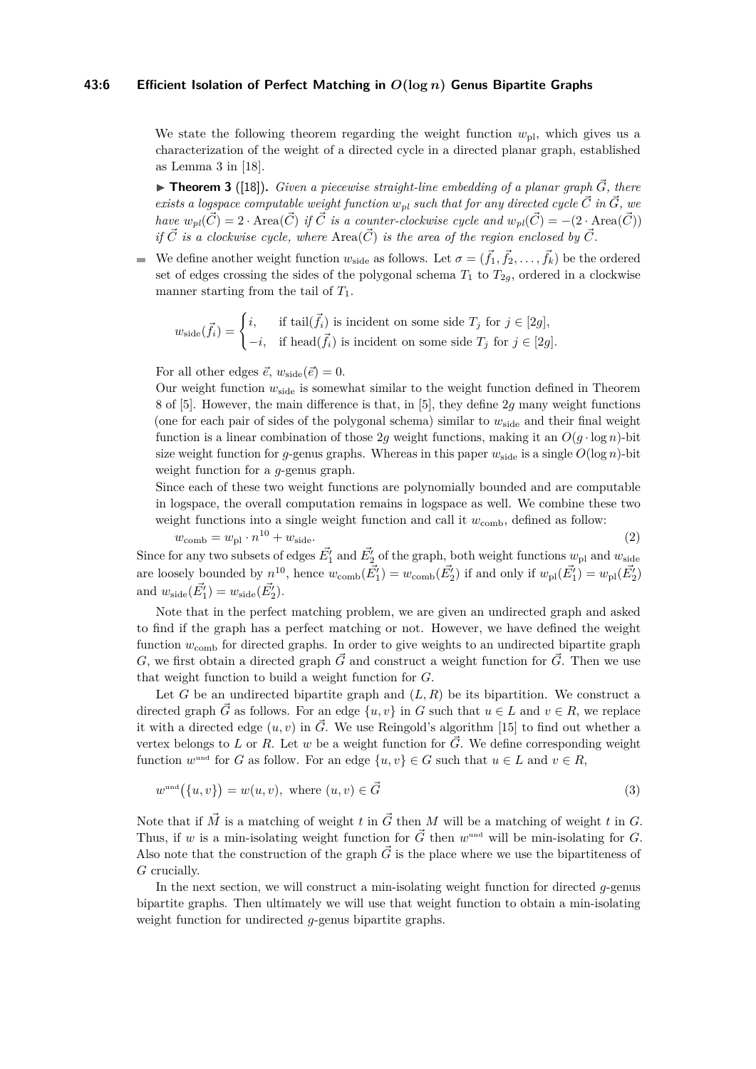We state the following theorem regarding the weight function $w_{\text{pl}}$, which gives us a characterization of the weight of a directed cycle in a directed planar graph, established as Lemma 3 in [18].

▶ **Theorem 3** ([18]). *Given a piecewise straight-line embedding of a planar graph $\vec{G}$, there exists a logspace computable weight function $w_{pl}$ such that for any directed cycle $\vec{C}$ in $\vec{G}$, we have $w_{pl}(\vec{C}) = 2 \cdot \text{Area}(\vec{C})$ if $\vec{C}$ is a counter-clockwise cycle and $w_{pl}(\vec{C}) = -(2 \cdot \text{Area}(\vec{C}))$ if $\vec{C}$ is a clockwise cycle, where $\text{Area}(\vec{C})$ is the area of the region enclosed by $\vec{C}$.*

- We define another weight function $w_{\text{side}}$ as follows. Let $\sigma = (\vec{f}_1, \vec{f}_2, \ldots, \vec{f}_k)$ be the ordered set of edges crossing the sides of the polygonal schema $T_1$ to $T_{2g}$, ordered in a clockwise manner starting from the tail of $T_1$.

  $$w_{\text{side}}(\vec{f}_i) = \begin{cases} i, & \text{if tail}(\vec{f}_i) \text{ is incident on some side } T_j \text{ for } j \in [2g], \\ -i, & \text{if head}(\vec{f}_i) \text{ is incident on some side } T_j \text{ for } j \in [2g]. \end{cases}$$

  For all other edges $\vec{e}$, $w_{\text{side}}(\vec{e}) = 0$.

  Our weight function $w_{\text{side}}$ is somewhat similar to the weight function defined in Theorem 8 of [5]. However, the main difference is that, in [5], they define $2g$ many weight functions (one for each pair of sides of the polygonal schema) similar to $w_{\text{side}}$ and their final weight function is a linear combination of those $2g$ weight functions, making it an $O(g \cdot \log n)$-bit size weight function for $g$-genus graphs. Whereas in this paper $w_{\text{side}}$ is a single $O(\log n)$-bit weight function for a $g$-genus graph.

  Since each of these two weight functions are polynomially bounded and are computable in logspace, the overall computation remains in logspace as well. We combine these two weight functions into a single weight function and call it $w_{\text{comb}}$, defined as follow:

  $$w_{\text{comb}} = w_{\text{pl}} \cdot n^{10} + w_{\text{side}}. \tag{2}$$

Since for any two subsets of edges $\vec{E_1'}$ and $\vec{E_2'}$ of the graph, both weight functions $w_{\text{pl}}$ and $w_{\text{side}}$ are loosely bounded by $n^{10}$, hence $w_{\text{comb}}(\vec{E_1'}) = w_{\text{comb}}(\vec{E_2'})$ if and only if $w_{\text{pl}}(\vec{E_1'}) = w_{\text{pl}}(\vec{E_2'})$ and $w_{\text{side}}(\vec{E_1'}) = w_{\text{side}}(\vec{E_2'})$.

Note that in the perfect matching problem, we are given an undirected graph and asked to find if the graph has a perfect matching or not. However, we have defined the weight function $w_{\text{comb}}$ for directed graphs. In order to give weights to an undirected bipartite graph $G$, we first obtain a directed graph $\vec{G}$ and construct a weight function for $\vec{G}$. Then we use that weight function to build a weight function for $G$.

Let $G$ be an undirected bipartite graph and $(L, R)$ be its bipartition. We construct a directed graph $\vec{G}$ as follows. For an edge $\{u, v\}$ in $G$ such that $u \in L$ and $v \in R$, we replace it with a directed edge $(u, v)$ in $\vec{G}$. We use Reingold's algorithm [15] to find out whether a vertex belongs to $L$ or $R$. Let $w$ be a weight function for $\vec{G}$. We define corresponding weight function $w^{\text{und}}$ for $G$ as follow. For an edge $\{u, v\} \in G$ such that $u \in L$ and $v \in R$,

$$w^{\text{und}}(\{u, v\}) = w(u, v), \text{ where } (u, v) \in \vec{G} \tag{3}$$

Note that if $\vec{M}$ is a matching of weight $t$ in $\vec{G}$ then $M$ will be a matching of weight $t$ in $G$. Thus, if $w$ is a min-isolating weight function for $\vec{G}$ then $w^{\text{und}}$ will be min-isolating for $G$. Also note that the construction of the graph $\vec{G}$ is the place where we use the bipartiteness of $G$ crucially.

In the next section, we will construct a min-isolating weight function for directed $g$-genus bipartite graphs. Then ultimately we will use that weight function to obtain a min-isolating weight function for undirected $g$-genus bipartite graphs.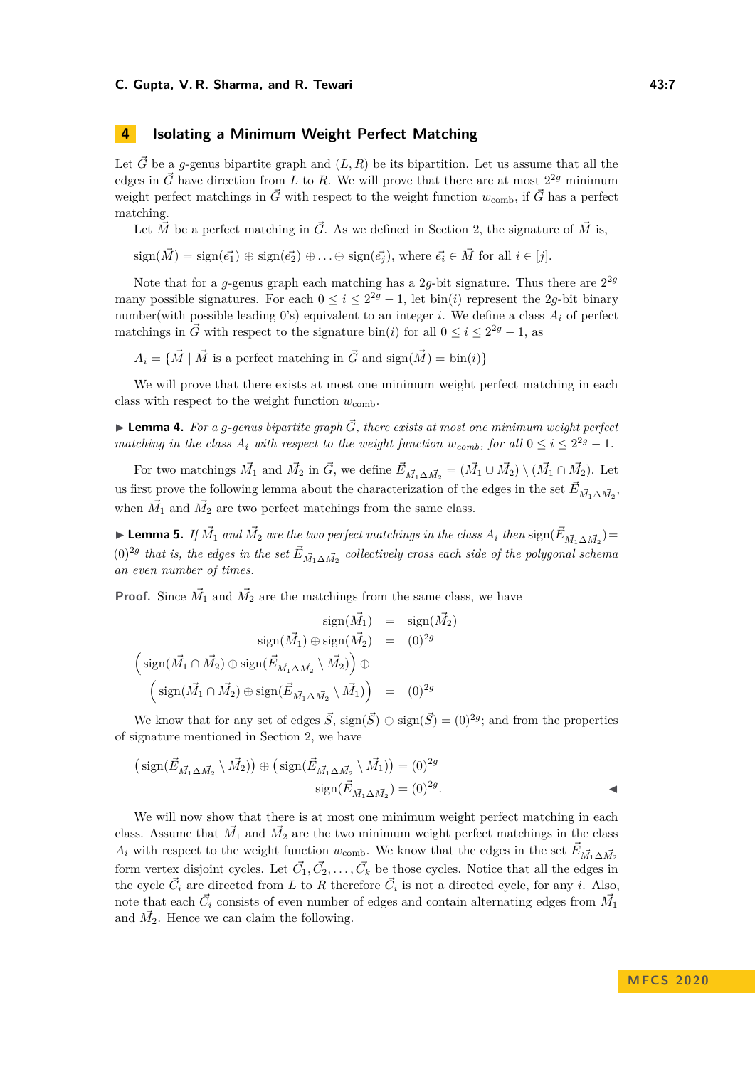## 4 Isolating a Minimum Weight Perfect Matching

Let $\vec{G}$ be a $g$-genus bipartite graph and $(L, R)$ be its bipartition. Let us assume that all the edges in $\vec{G}$ have direction from $L$ to $R$. We will prove that there are at most $2^{2g}$ minimum weight perfect matchings in $\vec{G}$ with respect to the weight function $w_{\text{comb}}$, if $\vec{G}$ has a perfect matching.

Let $\vec{M}$ be a perfect matching in $\vec{G}$. As we defined in Section 2, the signature of $\vec{M}$ is,

$$\text{sign}(\vec{M}) = \text{sign}(\vec{e_1}) \oplus \text{sign}(\vec{e_2}) \oplus \ldots \oplus \text{sign}(\vec{e_j}), \text{ where } \vec{e_i} \in \vec{M} \text{ for all } i \in [j].$$

Note that for a $g$-genus graph each matching has a $2g$-bit signature. Thus there are $2^{2g}$ many possible signatures. For each $0 \leq i \leq 2^{2g} - 1$, let bin$(i)$ represent the $2g$-bit binary number(with possible leading 0's) equivalent to an integer $i$. We define a class $A_i$ of perfect matchings in $\vec{G}$ with respect to the signature bin$(i)$ for all $0 \leq i \leq 2^{2g} - 1$, as

$$A_i = \{\vec{M} \mid \vec{M} \text{ is a perfect matching in } \vec{G} \text{ and } \text{sign}(\vec{M}) = \text{bin}(i)\}$$

We will prove that there exists at most one minimum weight perfect matching in each class with respect to the weight function $w_{\text{comb}}$.

▶ **Lemma 4.** *For a $g$-genus bipartite graph $\vec{G}$, there exists at most one minimum weight perfect matching in the class $A_i$ with respect to the weight function $w_{comb}$, for all $0 \leq i \leq 2^{2g} - 1$.*

For two matchings $\vec{M_1}$ and $\vec{M_2}$ in $\vec{G}$, we define $\vec{E}_{\vec{M_1}\Delta\vec{M_2}} = (\vec{M_1} \cup \vec{M_2}) \setminus (\vec{M_1} \cap \vec{M_2})$. Let us first prove the following lemma about the characterization of the edges in the set $\vec{E}_{\vec{M_1}\Delta\vec{M_2}}$, when $\vec{M_1}$ and $\vec{M_2}$ are two perfect matchings from the same class.

▶ **Lemma 5.** *If $\vec{M_1}$ and $\vec{M_2}$ are the two perfect matchings in the class $A_i$ then $\text{sign}(\vec{E}_{\vec{M_1}\Delta\vec{M_2}}) = (0)^{2g}$ that is, the edges in the set $\vec{E}_{\vec{M_1}\Delta\vec{M_2}}$ collectively cross each side of the polygonal schema an even number of times.*

**Proof.** Since $\vec{M_1}$ and $\vec{M_2}$ are the matchings from the same class, we have

$$\begin{aligned} \text{sign}(\vec{M_1}) &= \text{sign}(\vec{M_2}) \\ \text{sign}(\vec{M_1}) \oplus \text{sign}(\vec{M_2}) &= (0)^{2g} \\ \left(\text{sign}(\vec{M_1} \cap \vec{M_2}) \oplus \text{sign}(\vec{E}_{\vec{M_1}\Delta\vec{M_2}} \setminus \vec{M_2})\right) \oplus & \\ \left(\text{sign}(\vec{M_1} \cap \vec{M_2}) \oplus \text{sign}(\vec{E}_{\vec{M_1}\Delta\vec{M_2}} \setminus \vec{M_1})\right) &= (0)^{2g} \end{aligned}$$

We know that for any set of edges $\vec{S}$, $\text{sign}(\vec{S}) \oplus \text{sign}(\vec{S}) = (0)^{2g}$; and from the properties of signature mentioned in Section 2, we have

$$\begin{aligned} \left(\text{sign}(\vec{E}_{\vec{M_1}\Delta\vec{M_2}} \setminus \vec{M_2})\right) \oplus \left(\text{sign}(\vec{E}_{\vec{M_1}\Delta\vec{M_2}} \setminus \vec{M_1})\right) &= (0)^{2g} \\ \text{sign}(\vec{E}_{\vec{M_1}\Delta\vec{M_2}}) &= (0)^{2g}. \end{aligned}$$ ◀

We will now show that there is at most one minimum weight perfect matching in each class. Assume that $\vec{M_1}$ and $\vec{M_2}$ are the two minimum weight perfect matchings in the class $A_i$ with respect to the weight function $w_{\text{comb}}$. We know that the edges in the set $\vec{E}_{\vec{M_1}\Delta\vec{M_2}}$ form vertex disjoint cycles. Let $\vec{C_1}, \vec{C_2}, \ldots, \vec{C_k}$ be those cycles. Notice that all the edges in the cycle $\vec{C_i}$ are directed from $L$ to $R$ therefore $\vec{C_i}$ is not a directed cycle, for any $i$. Also, note that each $\vec{C_i}$ consists of even number of edges and contain alternating edges from $\vec{M_1}$ and $\vec{M_2}$. Hence we can claim the following.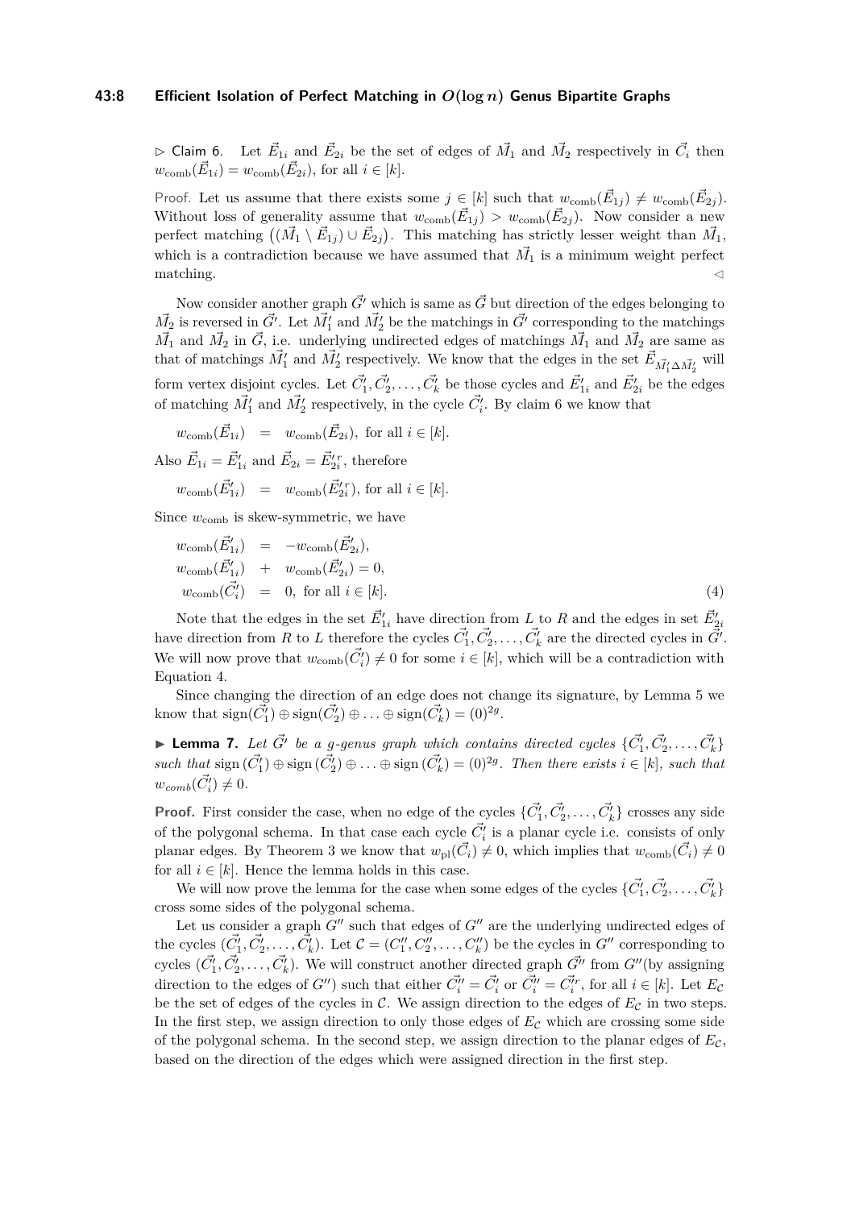▷ Claim 6. Let $\vec{E}_{1i}$ and $\vec{E}_{2i}$ be the set of edges of $\vec{M}_1$ and $\vec{M}_2$ respectively in $\vec{C}_i$ then $w_{\text{comb}}(\vec{E}_{1i}) = w_{\text{comb}}(\vec{E}_{2i})$, for all $i \in [k]$.

Proof. Let us assume that there exists some $j \in [k]$ such that $w_{\text{comb}}(\vec{E}_{1j}) \neq w_{\text{comb}}(\vec{E}_{2j})$. Without loss of generality assume that $w_{\text{comb}}(\vec{E}_{1j}) > w_{\text{comb}}(\vec{E}_{2j})$. Now consider a new perfect matching $\left((\vec{M}_1 \setminus \vec{E}_{1j}) \cup \vec{E}_{2j}\right)$. This matching has strictly lesser weight than $\vec{M}_1$, which is a contradiction because we have assumed that $\vec{M}_1$ is a minimum weight perfect matching. ◁

Now consider another graph $\vec{G'}$ which is same as $\vec{G}$ but direction of the edges belonging to $\vec{M}_2$ is reversed in $\vec{G'}$. Let $\vec{M}'_1$ and $\vec{M}'_2$ be the matchings in $\vec{G'}$ corresponding to the matchings $\vec{M}_1$ and $\vec{M}_2$ in $\vec{G}$, i.e. underlying undirected edges of matchings $\vec{M}_1$ and $\vec{M}_2$ are same as that of matchings $\vec{M}'_1$ and $\vec{M}'_2$ respectively. We know that the edges in the set $\vec{E}_{\vec{M}'_1 \Delta \vec{M}'_2}$ will form vertex disjoint cycles. Let $\vec{C}'_1, \vec{C}'_2, \ldots, \vec{C}'_k$ be those cycles and $\vec{E}'_{1i}$ and $\vec{E}'_{2i}$ be the edges of matching $\vec{M}'_1$ and $\vec{M}'_2$ respectively, in the cycle $\vec{C}'_i$. By claim 6 we know that

$$w_{\text{comb}}(\vec{E}_{1i}) \;=\; w_{\text{comb}}(\vec{E}_{2i}), \text{ for all } i \in [k].$$

Also $\vec{E}_{1i} = \vec{E}'_{1i}$ and $\vec{E}_{2i} = \vec{E}'^{r}_{2i}$, therefore

$$w_{\text{comb}}(\vec{E}'_{1i}) \;=\; w_{\text{comb}}(\vec{E}'^{r}_{2i}), \text{ for all } i \in [k].$$

Since $w_{\text{comb}}$ is skew-symmetric, we have

$$\begin{aligned}
w_{\text{comb}}(\vec{E}'_{1i}) &= -w_{\text{comb}}(\vec{E}'_{2i}),\\
w_{\text{comb}}(\vec{E}'_{1i}) &+ w_{\text{comb}}(\vec{E}'_{2i}) = 0,\\
w_{\text{comb}}(\vec{C}'_i) &= 0, \text{ for all } i \in [k].
\end{aligned} \tag{4}$$

Note that the edges in the set $\vec{E}'_{1i}$ have direction from $L$ to $R$ and the edges in set $\vec{E}'_{2i}$ have direction from $R$ to $L$ therefore the cycles $\vec{C}'_1, \vec{C}'_2, \ldots, \vec{C}'_k$ are the directed cycles in $\vec{G'}$. We will now prove that $w_{\text{comb}}(\vec{C}'_i) \neq 0$ for some $i \in [k]$, which will be a contradiction with Equation 4.

Since changing the direction of an edge does not change its signature, by Lemma 5 we know that $\text{sign}(\vec{C}'_1) \oplus \text{sign}(\vec{C}'_2) \oplus \ldots \oplus \text{sign}(\vec{C}'_k) = (0)^{2g}$.

▶ **Lemma 7.** *Let $\vec{G'}$ be a g-genus graph which contains directed cycles $\{\vec{C}'_1, \vec{C}'_2, \ldots, \vec{C}'_k\}$ such that* $\text{sign}(\vec{C}'_1) \oplus \text{sign}(\vec{C}'_2) \oplus \ldots \oplus \text{sign}(\vec{C}'_k) = (0)^{2g}$. *Then there exists $i \in [k]$, such that $w_{comb}(\vec{C}'_i) \neq 0$.*

**Proof.** First consider the case, when no edge of the cycles $\{\vec{C}'_1, \vec{C}'_2, \ldots, \vec{C}'_k\}$ crosses any side of the polygonal schema. In that case each cycle $\vec{C}'_i$ is a planar cycle i.e. consists of only planar edges. By Theorem 3 we know that $w_{\text{pl}}(\vec{C}_i) \neq 0$, which implies that $w_{\text{comb}}(\vec{C}_i) \neq 0$ for all $i \in [k]$. Hence the lemma holds in this case.

We will now prove the lemma for the case when some edges of the cycles $\{\vec{C}'_1, \vec{C}'_2, \ldots, \vec{C}'_k\}$ cross some sides of the polygonal schema.

Let us consider a graph $G''$ such that edges of $G''$ are the underlying undirected edges of the cycles $(\vec{C}'_1, \vec{C}'_2, \ldots, \vec{C}'_k)$. Let $\mathcal{C} = (C''_1, C''_2, \ldots, C''_k)$ be the cycles in $G''$ corresponding to cycles $(\vec{C}'_1, \vec{C}'_2, \ldots, \vec{C}'_k)$. We will construct another directed graph $\vec{G''}$ from $G''$(by assigning direction to the edges of $G''$) such that either $\vec{C}''_i = \vec{C}'_i$ or $\vec{C}''_i = \vec{C}'^{r}_i$, for all $i \in [k]$. Let $E_{\mathcal{C}}$ be the set of edges of the cycles in $\mathcal{C}$. We assign direction to the edges of $E_{\mathcal{C}}$ in two steps. In the first step, we assign direction to only those edges of $E_{\mathcal{C}}$ which are crossing some side of the polygonal schema. In the second step, we assign direction to the planar edges of $E_{\mathcal{C}}$, based on the direction of the edges which were assigned direction in the first step.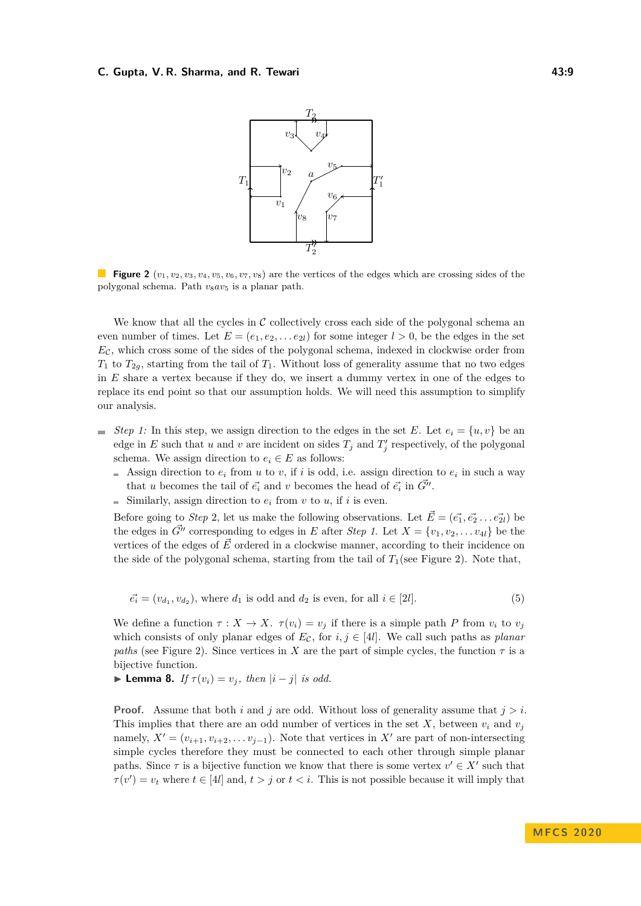**Figure 2** $(v_1, v_2, v_3, v_4, v_5, v_6, v_7, v_8)$ are the vertices of the edges which are crossing sides of the polygonal schema. Path $v_8 a v_5$ is a planar path.

We know that all the cycles in $\mathcal{C}$ collectively cross each side of the polygonal schema an even number of times. Let $E = (e_1, e_2, \ldots e_{2l})$ for some integer $l > 0$, be the edges in the set $E_{\mathcal{C}}$, which cross some of the sides of the polygonal schema, indexed in clockwise order from $T_1$ to $T_{2g}$, starting from the tail of $T_1$. Without loss of generality assume that no two edges in $E$ share a vertex because if they do, we insert a dummy vertex in one of the edges to replace its end point so that our assumption holds. We will need this assumption to simplify our analysis.

- *Step 1:* In this step, we assign direction to the edges in the set $E$. Let $e_i = \{u, v\}$ be an edge in $E$ such that $u$ and $v$ are incident on sides $T_j$ and $T'_j$ respectively, of the polygonal schema. We assign direction to $e_i \in E$ as follows:
  - Assign direction to $e_i$ from $u$ to $v$, if $i$ is odd, i.e. assign direction to $e_i$ in such a way that $u$ becomes the tail of $\vec{e_i}$ and $v$ becomes the head of $\vec{e_i}$ in $\vec{G''}$.
  - Similarly, assign direction to $e_i$ from $v$ to $u$, if $i$ is even.

  Before going to *Step* 2, let us make the following observations. Let $\vec{E} = (\vec{e_1}, \vec{e_2} \ldots \vec{e_{2l}})$ be the edges in $\vec{G''}$ corresponding to edges in $E$ after *Step 1.* Let $X = \{v_1, v_2, \ldots v_{4l}\}$ be the vertices of the edges of $\vec{E}$ ordered in a clockwise manner, according to their incidence on the side of the polygonal schema, starting from the tail of $T_1$(see Figure 2). Note that,

$$\vec{e_i} = (v_{d_1}, v_{d_2}), \text{ where } d_1 \text{ is odd and } d_2 \text{ is even, for all } i \in [2l]. \tag{5}$$

We define a function $\tau : X \to X$. $\tau(v_i) = v_j$ if there is a simple path $P$ from $v_i$ to $v_j$ which consists of only planar edges of $E_{\mathcal{C}}$, for $i, j \in [4l]$. We call such paths as *planar paths* (see Figure 2). Since vertices in $X$ are the part of simple cycles, the function $\tau$ is a bijective function.

▶ **Lemma 8.** *If $\tau(v_i) = v_j$, then $|i - j|$ is odd.*

**Proof.** Assume that both $i$ and $j$ are odd. Without loss of generality assume that $j > i$. This implies that there are an odd number of vertices in the set $X$, between $v_i$ and $v_j$ namely, $X' = (v_{i+1}, v_{i+2}, \ldots v_{j-1})$. Note that vertices in $X'$ are part of non-intersecting simple cycles therefore they must be connected to each other through simple planar paths. Since $\tau$ is a bijective function we know that there is some vertex $v' \in X'$ such that $\tau(v') = v_t$ where $t \in [4l]$ and, $t > j$ or $t < i$. This is not possible because it will imply that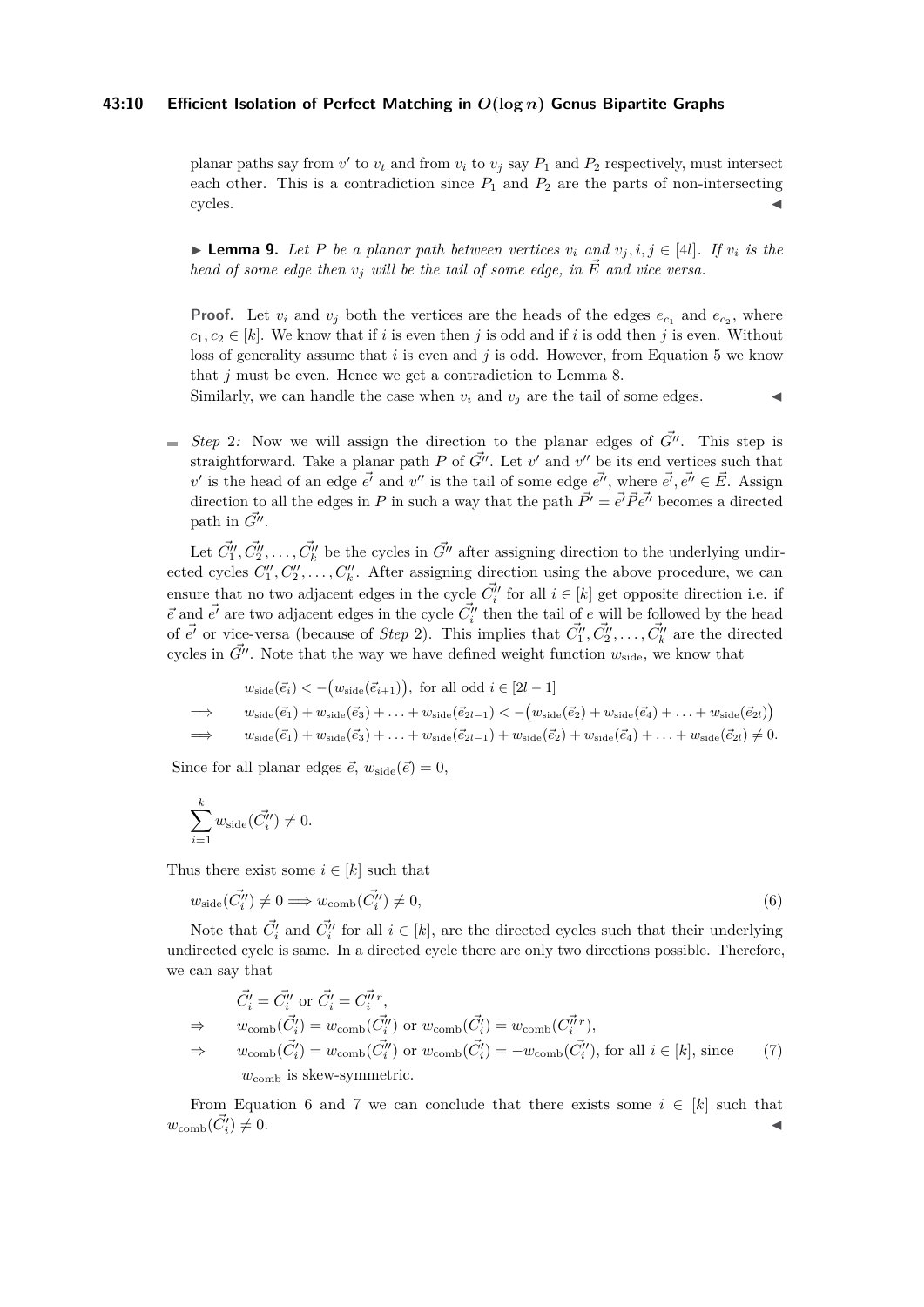planar paths say from $v'$ to $v_t$ and from $v_i$ to $v_j$ say $P_1$ and $P_2$ respectively, must intersect each other. This is a contradiction since $P_1$ and $P_2$ are the parts of non-intersecting cycles. ◀

▶ **Lemma 9.** *Let $P$ be a planar path between vertices $v_i$ and $v_j, i, j \in [4l]$. If $v_i$ is the head of some edge then $v_j$ will be the tail of some edge, in $\vec{E}$ and vice versa.*

**Proof.** Let $v_i$ and $v_j$ both the vertices are the heads of the edges $e_{c_1}$ and $e_{c_2}$, where $c_1, c_2 \in [k]$. We know that if $i$ is even then $j$ is odd and if $i$ is odd then $j$ is even. Without loss of generality assume that $i$ is even and $j$ is odd. However, from Equation 5 we know that $j$ must be even. Hence we get a contradiction to Lemma 8.
Similarly, we can handle the case when $v_i$ and $v_j$ are the tail of some edges. ◀

- *Step 2:* Now we will assign the direction to the planar edges of $\vec{G''}$. This step is straightforward. Take a planar path $P$ of $\vec{G''}$. Let $v'$ and $v''$ be its end vertices such that $v'$ is the head of an edge $\vec{e'}$ and $v''$ is the tail of some edge $\vec{e''}$, where $\vec{e'}, \vec{e''} \in \vec{E}$. Assign direction to all the edges in $P$ in such a way that the path $\vec{P'} = \vec{e'}\vec{P}\vec{e''}$ becomes a directed path in $\vec{G''}$.

Let $\vec{C_1''}, \vec{C_2''}, \ldots, \vec{C_k''}$ be the cycles in $\vec{G''}$ after assigning direction to the underlying undirected cycles $C_1'', C_2'', \ldots, C_k''$. After assigning direction using the above procedure, we can ensure that no two adjacent edges in the cycle $\vec{C_i''}$ for all $i \in [k]$ get opposite direction i.e. if $\vec{e}$ and $\vec{e'}$ are two adjacent edges in the cycle $\vec{C_i''}$ then the tail of $e$ will be followed by the head of $\vec{e'}$ or vice-versa (because of *Step 2*). This implies that $\vec{C_1''}, \vec{C_2''}, \ldots, \vec{C_k''}$ are the directed cycles in $\vec{G''}$. Note that the way we have defined weight function $w_{\text{side}}$, we know that

$$
\begin{aligned}
& w_{\text{side}}(\vec{e}_i) < -\big(w_{\text{side}}(\vec{e}_{i+1})\big), \text{ for all odd } i \in [2l-1] \\
\implies\quad & w_{\text{side}}(\vec{e}_1) + w_{\text{side}}(\vec{e}_3) + \ldots + w_{\text{side}}(\vec{e}_{2l-1}) < -\big(w_{\text{side}}(\vec{e}_2) + w_{\text{side}}(\vec{e}_4) + \ldots + w_{\text{side}}(\vec{e}_{2l})\big) \\
\implies\quad & w_{\text{side}}(\vec{e}_1) + w_{\text{side}}(\vec{e}_3) + \ldots + w_{\text{side}}(\vec{e}_{2l-1}) + w_{\text{side}}(\vec{e}_2) + w_{\text{side}}(\vec{e}_4) + \ldots + w_{\text{side}}(\vec{e}_{2l}) \neq 0.
\end{aligned}
$$

Since for all planar edges $\vec{e}$, $w_{\text{side}}(\vec{e}) = 0$,

$$
\sum_{i=1}^{k} w_{\text{side}}(\vec{C_i''}) \neq 0.
$$

Thus there exist some $i \in [k]$ such that

$$
w_{\text{side}}(\vec{C_i''}) \neq 0 \implies w_{\text{comb}}(\vec{C_i''}) \neq 0, \tag{6}
$$

Note that $\vec{C_i'}$ and $\vec{C_i''}$ for all $i \in [k]$, are the directed cycles such that their underlying undirected cycle is same. In a directed cycle there are only two directions possible. Therefore, we can say that

$$
\begin{aligned}
& \vec{C_i'} = \vec{C_i''} \text{ or } \vec{C_i'} = \vec{C_i''}^{\,r}, \\
\Rightarrow\quad & w_{\text{comb}}(\vec{C_i'}) = w_{\text{comb}}(\vec{C_i''}) \text{ or } w_{\text{comb}}(\vec{C_i'}) = w_{\text{comb}}(\vec{C_i''}^{\,r}), \\
\Rightarrow\quad & w_{\text{comb}}(\vec{C_i'}) = w_{\text{comb}}(\vec{C_i''}) \text{ or } w_{\text{comb}}(\vec{C_i'}) = -w_{\text{comb}}(\vec{C_i''}), \text{ for all } i \in [k], \text{ since} \\
& w_{\text{comb}} \text{ is skew-symmetric.}
\end{aligned} \tag{7}
$$

From Equation 6 and 7 we can conclude that there exists some $i \in [k]$ such that $w_{\text{comb}}(\vec{C_i'}) \neq 0$. ◀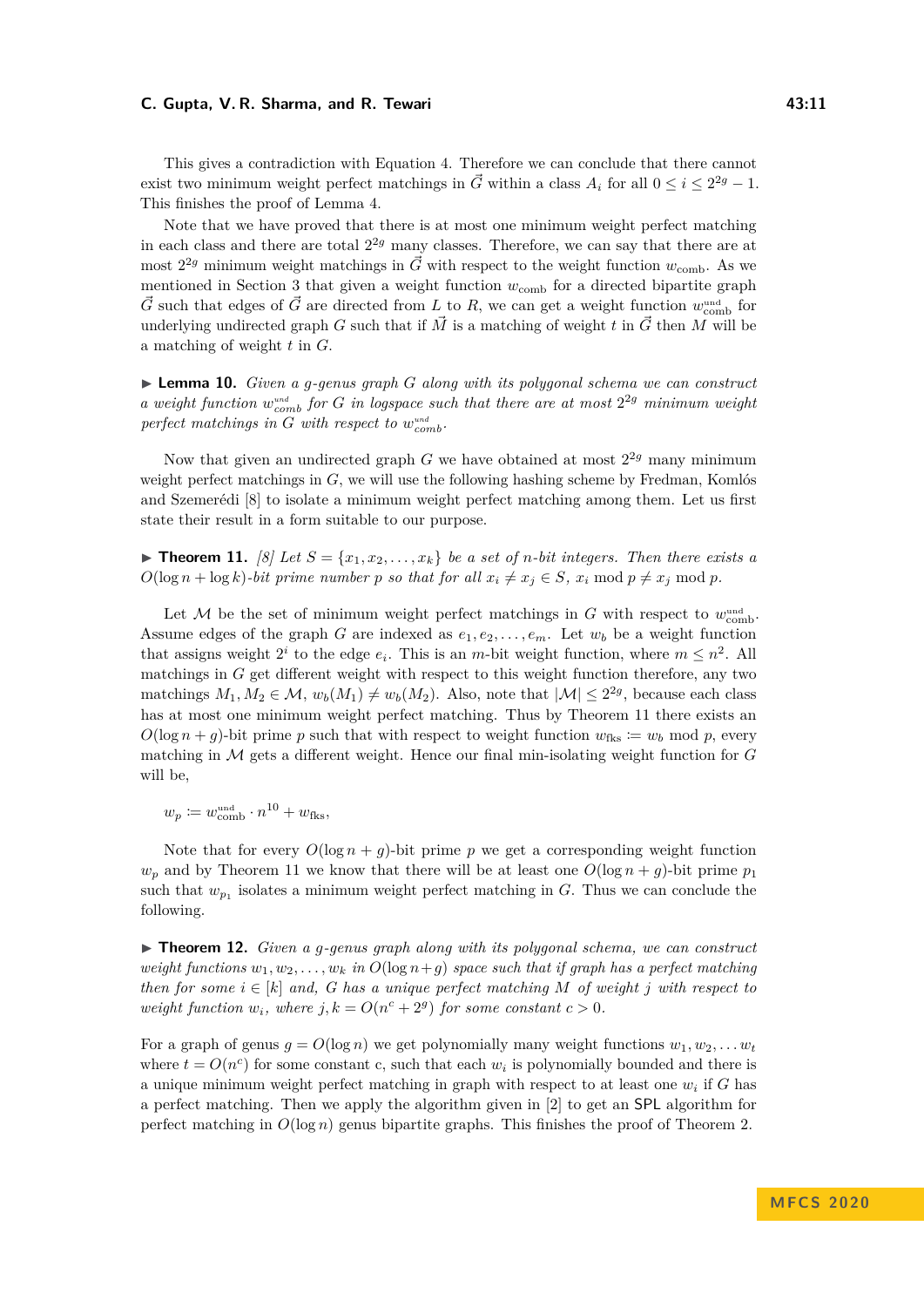This gives a contradiction with Equation 4. Therefore we can conclude that there cannot exist two minimum weight perfect matchings in $\vec{G}$ within a class $A_i$ for all $0 \leq i \leq 2^{2g} - 1$. This finishes the proof of Lemma 4.

Note that we have proved that there is at most one minimum weight perfect matching in each class and there are total $2^{2g}$ many classes. Therefore, we can say that there are at most $2^{2g}$ minimum weight matchings in $\vec{G}$ with respect to the weight function $w_{\text{comb}}$. As we mentioned in Section 3 that given a weight function $w_{\text{comb}}$ for a directed bipartite graph $\vec{G}$ such that edges of $\vec{G}$ are directed from $L$ to $R$, we can get a weight function $w^{\text{und}}_{\text{comb}}$ for underlying undirected graph $G$ such that if $\vec{M}$ is a matching of weight $t$ in $\vec{G}$ then $M$ will be a matching of weight $t$ in $G$.

▶ **Lemma 10.** *Given a $g$-genus graph $G$ along with its polygonal schema we can construct a weight function $w^{und}_{comb}$ for $G$ in logspace such that there are at most $2^{2g}$ minimum weight perfect matchings in $G$ with respect to $w^{und}_{comb}$.*

Now that given an undirected graph $G$ we have obtained at most $2^{2g}$ many minimum weight perfect matchings in $G$, we will use the following hashing scheme by Fredman, Komlós and Szemerédi [8] to isolate a minimum weight perfect matching among them. Let us first state their result in a form suitable to our purpose.

▶ **Theorem 11.** *[8] Let $S = \{x_1, x_2, \ldots, x_k\}$ be a set of $n$-bit integers. Then there exists a $O(\log n + \log k)$-bit prime number $p$ so that for all $x_i \neq x_j \in S$, $x_i \bmod p \neq x_j \bmod p$.*

Let $\mathcal{M}$ be the set of minimum weight perfect matchings in $G$ with respect to $w^{\text{und}}_{\text{comb}}$. Assume edges of the graph $G$ are indexed as $e_1, e_2, \ldots, e_m$. Let $w_b$ be a weight function that assigns weight $2^i$ to the edge $e_i$. This is an $m$-bit weight function, where $m \leq n^2$. All matchings in $G$ get different weight with respect to this weight function therefore, any two matchings $M_1, M_2 \in \mathcal{M}$, $w_b(M_1) \neq w_b(M_2)$. Also, note that $|\mathcal{M}| \leq 2^{2g}$, because each class has at most one minimum weight perfect matching. Thus by Theorem 11 there exists an $O(\log n + g)$-bit prime $p$ such that with respect to weight function $w_{\text{fks}} := w_b \bmod p$, every matching in $\mathcal{M}$ gets a different weight. Hence our final min-isolating weight function for $G$ will be,

$$w_p := w^{\text{und}}_{\text{comb}} \cdot n^{10} + w_{\text{fks}},$$

Note that for every $O(\log n + g)$-bit prime $p$ we get a corresponding weight function $w_p$ and by Theorem 11 we know that there will be at least one $O(\log n + g)$-bit prime $p_1$ such that $w_{p_1}$ isolates a minimum weight perfect matching in $G$. Thus we can conclude the following.

▶ **Theorem 12.** *Given a $g$-genus graph along with its polygonal schema, we can construct weight functions $w_1, w_2, \ldots, w_k$ in $O(\log n + g)$ space such that if graph has a perfect matching then for some $i \in [k]$ and, $G$ has a unique perfect matching $M$ of weight $j$ with respect to weight function $w_i$, where $j, k = O(n^c + 2^g)$ for some constant $c > 0$.*

For a graph of genus $g = O(\log n)$ we get polynomially many weight functions $w_1, w_2, \ldots w_t$ where $t = O(n^c)$ for some constant c, such that each $w_i$ is polynomially bounded and there is a unique minimum weight perfect matching in graph with respect to at least one $w_i$ if $G$ has a perfect matching. Then we apply the algorithm given in [2] to get an SPL algorithm for perfect matching in $O(\log n)$ genus bipartite graphs. This finishes the proof of Theorem 2.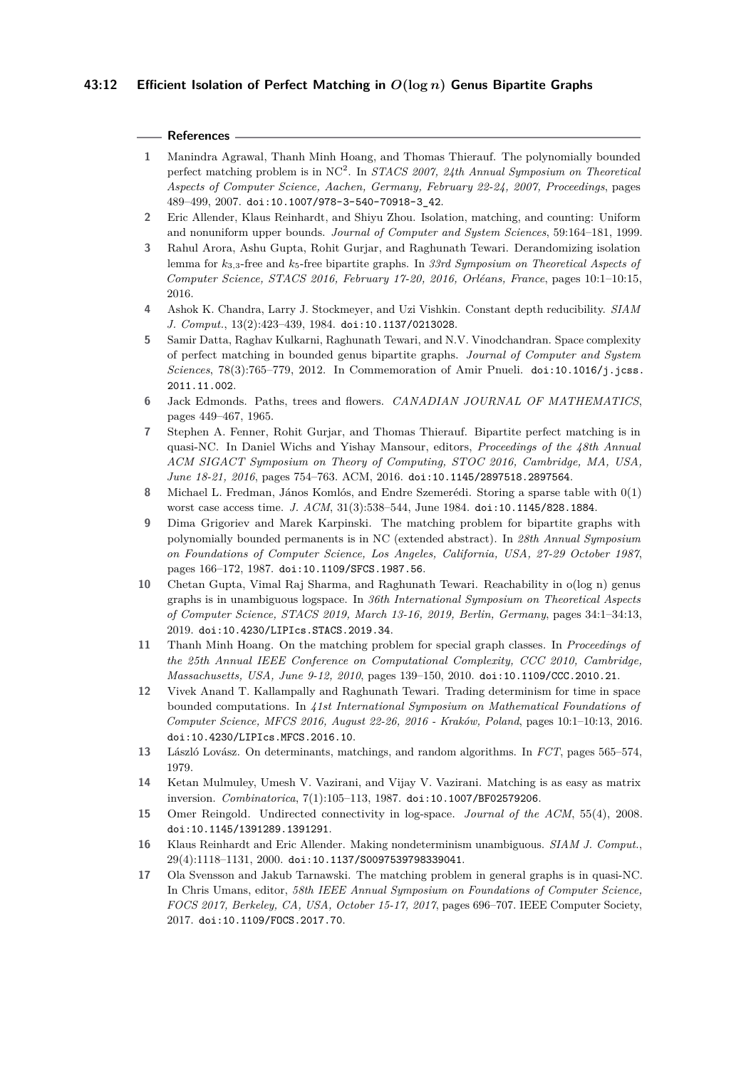## References

1. Manindra Agrawal, Thanh Minh Hoang, and Thomas Thierauf. The polynomially bounded perfect matching problem is in $NC^2$. In *STACS 2007, 24th Annual Symposium on Theoretical Aspects of Computer Science, Aachen, Germany, February 22-24, 2007, Proceedings*, pages 489–499, 2007. doi:10.1007/978-3-540-70918-3_42.
2. Eric Allender, Klaus Reinhardt, and Shiyu Zhou. Isolation, matching, and counting: Uniform and nonuniform upper bounds. *Journal of Computer and System Sciences*, 59:164–181, 1999.
3. Rahul Arora, Ashu Gupta, Rohit Gurjar, and Raghunath Tewari. Derandomizing isolation lemma for $k_{3,3}$-free and $k_5$-free bipartite graphs. In *33rd Symposium on Theoretical Aspects of Computer Science, STACS 2016, February 17-20, 2016, Orléans, France*, pages 10:1–10:15, 2016.
4. Ashok K. Chandra, Larry J. Stockmeyer, and Uzi Vishkin. Constant depth reducibility. *SIAM J. Comput.*, 13(2):423–439, 1984. doi:10.1137/0213028.
5. Samir Datta, Raghav Kulkarni, Raghunath Tewari, and N.V. Vinodchandran. Space complexity of perfect matching in bounded genus bipartite graphs. *Journal of Computer and System Sciences*, 78(3):765–779, 2012. In Commemoration of Amir Pnueli. doi:10.1016/j.jcss.2011.11.002.
6. Jack Edmonds. Paths, trees and flowers. *CANADIAN JOURNAL OF MATHEMATICS*, pages 449–467, 1965.
7. Stephen A. Fenner, Rohit Gurjar, and Thomas Thierauf. Bipartite perfect matching is in quasi-NC. In Daniel Wichs and Yishay Mansour, editors, *Proceedings of the 48th Annual ACM SIGACT Symposium on Theory of Computing, STOC 2016, Cambridge, MA, USA, June 18-21, 2016*, pages 754–763. ACM, 2016. doi:10.1145/2897518.2897564.
8. Michael L. Fredman, János Komlós, and Endre Szemerédi. Storing a sparse table with 0(1) worst case access time. *J. ACM*, 31(3):538–544, June 1984. doi:10.1145/828.1884.
9. Dima Grigoriev and Marek Karpinski. The matching problem for bipartite graphs with polynomially bounded permanents is in NC (extended abstract). In *28th Annual Symposium on Foundations of Computer Science, Los Angeles, California, USA, 27-29 October 1987*, pages 166–172, 1987. doi:10.1109/SFCS.1987.56.
10. Chetan Gupta, Vimal Raj Sharma, and Raghunath Tewari. Reachability in o(log n) genus graphs is in unambiguous logspace. In *36th International Symposium on Theoretical Aspects of Computer Science, STACS 2019, March 13-16, 2019, Berlin, Germany*, pages 34:1–34:13, 2019. doi:10.4230/LIPIcs.STACS.2019.34.
11. Thanh Minh Hoang. On the matching problem for special graph classes. In *Proceedings of the 25th Annual IEEE Conference on Computational Complexity, CCC 2010, Cambridge, Massachusetts, USA, June 9-12, 2010*, pages 139–150, 2010. doi:10.1109/CCC.2010.21.
12. Vivek Anand T. Kallampally and Raghunath Tewari. Trading determinism for time in space bounded computations. In *41st International Symposium on Mathematical Foundations of Computer Science, MFCS 2016, August 22-26, 2016 - Kraków, Poland*, pages 10:1–10:13, 2016. doi:10.4230/LIPIcs.MFCS.2016.10.
13. László Lovász. On determinants, matchings, and random algorithms. In *FCT*, pages 565–574, 1979.
14. Ketan Mulmuley, Umesh V. Vazirani, and Vijay V. Vazirani. Matching is as easy as matrix inversion. *Combinatorica*, 7(1):105–113, 1987. doi:10.1007/BF02579206.
15. Omer Reingold. Undirected connectivity in log-space. *Journal of the ACM*, 55(4), 2008. doi:10.1145/1391289.1391291.
16. Klaus Reinhardt and Eric Allender. Making nondeterminism unambiguous. *SIAM J. Comput.*, 29(4):1118–1131, 2000. doi:10.1137/S0097539798339041.
17. Ola Svensson and Jakub Tarnawski. The matching problem in general graphs is in quasi-NC. In Chris Umans, editor, *58th IEEE Annual Symposium on Foundations of Computer Science, FOCS 2017, Berkeley, CA, USA, October 15-17, 2017*, pages 696–707. IEEE Computer Society, 2017. doi:10.1109/FOCS.2017.70.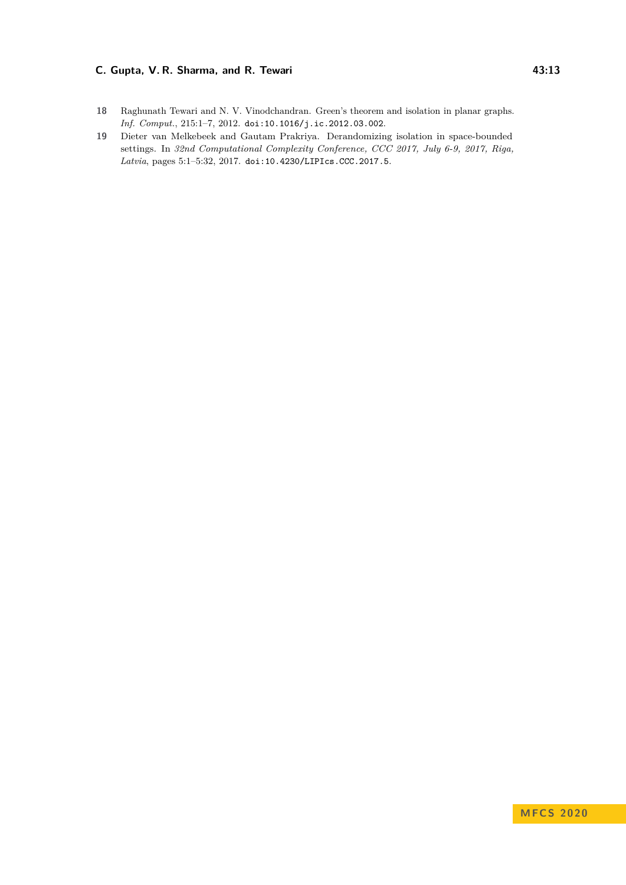18 Raghunath Tewari and N. V. Vinodchandran. Green's theorem and isolation in planar graphs. *Inf. Comput.*, 215:1–7, 2012. doi:10.1016/j.ic.2012.03.002.

19 Dieter van Melkebeek and Gautam Prakriya. Derandomizing isolation in space-bounded settings. In *32nd Computational Complexity Conference, CCC 2017, July 6-9, 2017, Riga, Latvia*, pages 5:1–5:32, 2017. doi:10.4230/LIPIcs.CCC.2017.5.